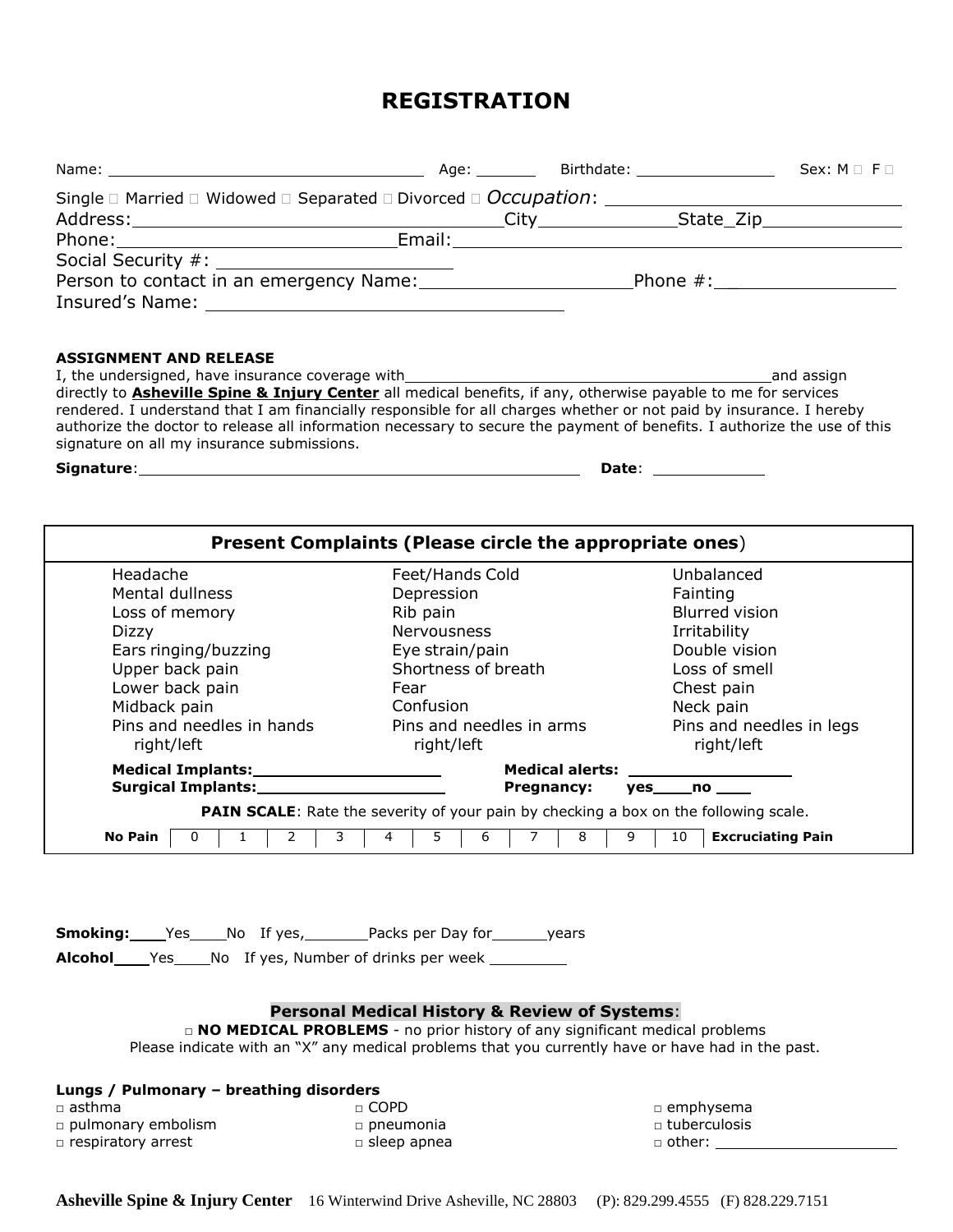# REGISTRATION

Name: ______________________________ Age: _______ Birthdate: _______________ Sex: M ☐ F ☐

Single ☐ Married ☐ Widowed ☐ Separated ☐ Divorced ☐ *Occupation*: ____________________________

Address: ________________________________ City _____________ State_Zip _____________

Phone: ___________________________ Email: ______________________________________________

Social Security #: ______________________

Person to contact in an emergency Name: ____________________ Phone #: __________________

Insured's Name: _______________________________

**ASSIGNMENT AND RELEASE**

I, the undersigned, have insurance coverage with _________________________________________ and assign directly to **Asheville Spine & Injury Center** all medical benefits, if any, otherwise payable to me for services rendered. I understand that I am financially responsible for all charges whether or not paid by insurance. I hereby authorize the doctor to release all information necessary to secure the payment of benefits. I authorize the use of this signature on all my insurance submissions.

**Signature**: ______________________________________________ **Date**: ____________

## Present Complaints (Please circle the appropriate ones)

| | | |
|---|---|---|
| Headache | Feet/Hands Cold | Unbalanced |
| Mental dullness | Depression | Fainting |
| Loss of memory | Rib pain | Blurred vision |
| Dizzy | Nervousness | Irritability |
| Ears ringing/buzzing | Eye strain/pain | Double vision |
| Upper back pain | Shortness of breath | Loss of smell |
| Lower back pain | Fear | Chest pain |
| Midback pain | Confusion | Neck pain |
| Pins and needles in hands right/left | Pins and needles in arms right/left | Pins and needles in legs right/left |

**Medical Implants:** ____________________ **Medical alerts:** __________________

**Surgical Implants:** ____________________ **Pregnancy:** **yes**____ **no** ____

**PAIN SCALE**: Rate the severity of your pain by checking a box on the following scale.

| **No Pain** | 0 | 1 | 2 | 3 | 4 | 5 | 6 | 7 | 8 | 9 | 10 | **Excruciating Pain** |
|---|---|---|---|---|---|---|---|---|---|---|---|---|

**Smoking:** ____Yes____No If yes, _______ Packs per Day for ______ years

**Alcohol** ____Yes____No If yes, Number of drinks per week _________

## Personal Medical History & Review of Systems:

□ **NO MEDICAL PROBLEMS** - no prior history of any significant medical problems

Please indicate with an "X" any medical problems that you currently have or have had in the past.

**Lungs / Pulmonary – breathing disorders**

| | | |
|---|---|---|
| □ asthma | □ COPD | □ emphysema |
| □ pulmonary embolism | □ pneumonia | □ tuberculosis |
| □ respiratory arrest | □ sleep apnea | □ other: ____________________ |

**Asheville Spine & Injury Center** 16 Winterwind Drive Asheville, NC 28803 (P): 829.299.4555 (F) 828.229.7151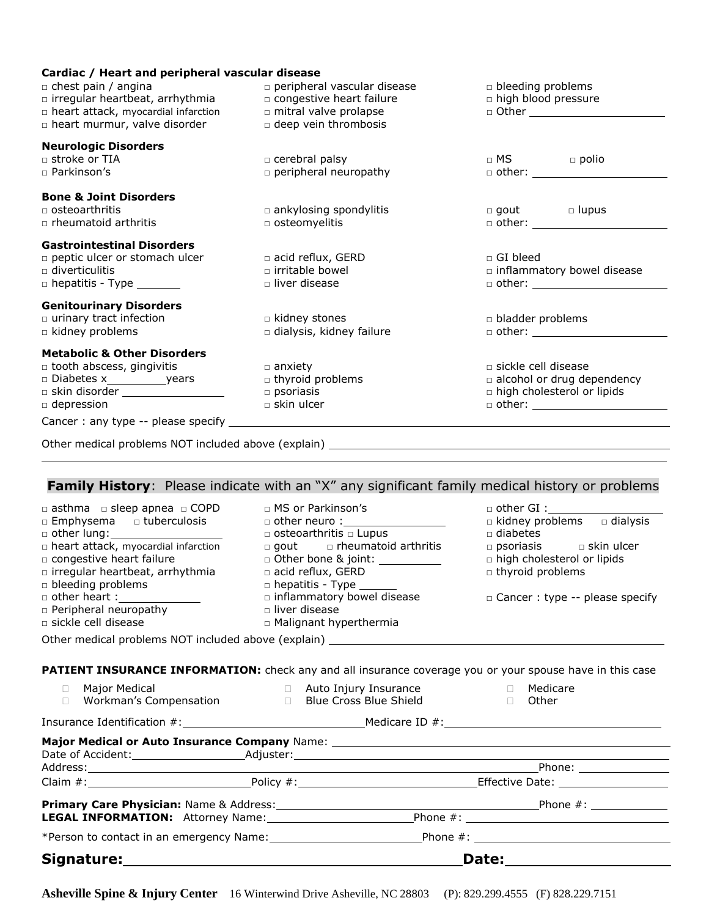**Cardiac / Heart and peripheral vascular disease**

□ chest pain / angina
□ irregular heartbeat, arrhythmia
□ heart attack, myocardial infarction
□ heart murmur, valve disorder
□ peripheral vascular disease
□ congestive heart failure
□ mitral valve prolapse
□ deep vein thrombosis
□ bleeding problems
□ high blood pressure
□ Other ____________________

**Neurologic Disorders**

□ stroke or TIA
□ Parkinson's
□ cerebral palsy
□ peripheral neuropathy
□ MS □ polio
□ other: ____________________

**Bone & Joint Disorders**

□ osteoarthritis
□ rheumatoid arthritis
□ ankylosing spondylitis
□ osteomyelitis
□ gout □ lupus
□ other: ____________________

**Gastrointestinal Disorders**

□ peptic ulcer or stomach ulcer
□ diverticulitis
□ hepatitis - Type _______
□ acid reflux, GERD
□ irritable bowel
□ liver disease
□ GI bleed
□ inflammatory bowel disease
□ other: ____________________

**Genitourinary Disorders**

□ urinary tract infection
□ kidney problems
□ kidney stones
□ dialysis, kidney failure
□ bladder problems
□ other: ____________________

**Metabolic & Other Disorders**

□ tooth abscess, gingivitis
□ Diabetes x_________years
□ skin disorder ______________
□ depression
□ anxiety
□ thyroid problems
□ psoriasis
□ skin ulcer
□ sickle cell disease
□ alcohol or drug dependency
□ high cholesterol or lipids
□ other: ____________________

Cancer : any type -- please specify ________________________________________________

Other medical problems NOT included above (explain) ________________________________________________

## Family History: Please indicate with an "X" any significant family medical history or problems

□ asthma □ sleep apnea □ COPD
□ Emphysema □ tuberculosis
□ other lung: ________________
□ heart attack, myocardial infarction
□ congestive heart failure
□ irregular heartbeat, arrhythmia
□ bleeding problems
□ other heart : ____________
□ Peripheral neuropathy
□ sickle cell disease
□ MS or Parkinson's
□ other neuro : ______________
□ osteoarthritis □ Lupus
□ gout □ rheumatoid arthritis
□ Other bone & joint: __________
□ acid reflux, GERD
□ hepatitis - Type ______
□ inflammatory bowel disease
□ liver disease
□ Malignant hyperthermia
□ other GI : ________________
□ kidney problems □ dialysis
□ diabetes
□ psoriasis □ skin ulcer
□ high cholesterol or lipids
□ thyroid problems
□ Cancer : type -- please specify

Other medical problems NOT included above (explain) ________________________________________________

**PATIENT INSURANCE INFORMATION:** check any and all insurance coverage you or your spouse have in this case

□ Major Medical
□ Workman's Compensation
□ Auto Injury Insurance
□ Blue Cross Blue Shield
□ Medicare
□ Other

Insurance Identification #: ________________________ Medicare ID #: ____________________________

**Major Medical or Auto Insurance Company** Name: ________________________________________________

Date of Accident: ______________ Adjuster: ________________________________________________

Address: ________________________________________________ Phone: ______________

Claim #: ______________________ Policy #: ________________________ Effective Date: ______________

**Primary Care Physician:** Name & Address: ________________________________________ Phone #: ____________

**LEGAL INFORMATION:** Attorney Name: ____________________ Phone #: ____________________________

*Person to contact in an emergency Name: ____________________ Phone #: ____________________________

**Signature:** ________________________________________ **Date:** __________________

**Asheville Spine & Injury Center** 16 Winterwind Drive Asheville, NC 28803 (P): 829.299.4555 (F) 828.229.7151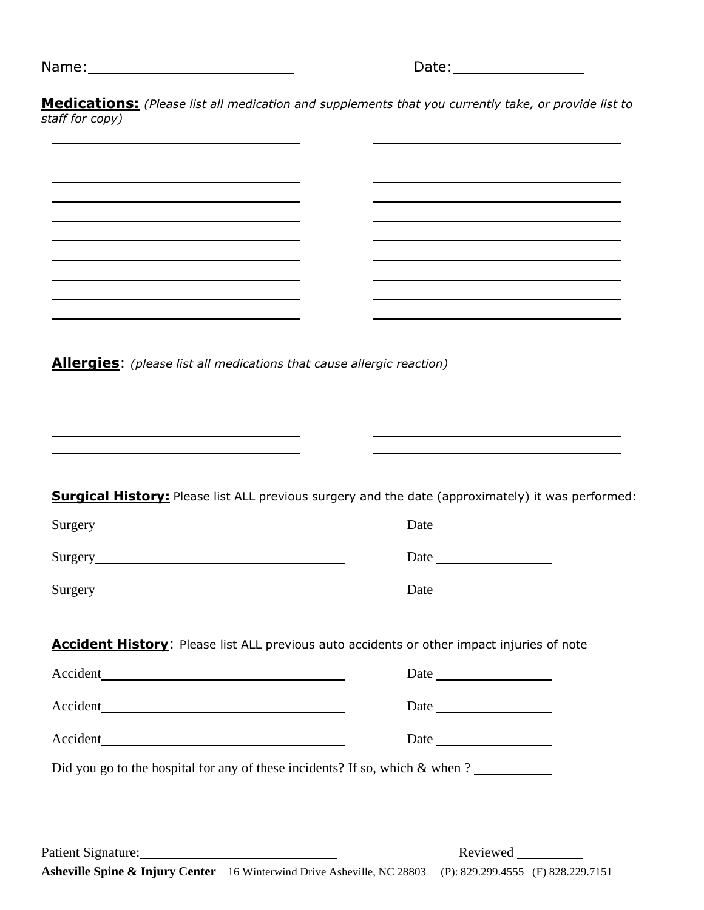Name: \_\_\_\_\_\_\_\_\_\_\_\_\_\_\_\_\_\_\_\_\_\_\_\_ Date: \_\_\_\_\_\_\_\_\_\_\_\_\_\_\_

**Medications:** *(Please list all medication and supplements that you currently take, or provide list to staff for copy)*

| | |
|---|---|
| | |
| | |
| | |
| | |
| | |
| | |
| | |
| | |
| | |
| | |

**Allergies**: *(please list all medications that cause allergic reaction)*

| | |
|---|---|
| | |
| | |
| | |
| | |

**Surgical History:** Please list ALL previous surgery and the date (approximately) it was performed:

Surgery \_\_\_\_\_\_\_\_\_\_\_\_\_\_\_\_\_\_\_\_\_\_\_\_\_\_\_\_\_\_\_\_ Date \_\_\_\_\_\_\_\_\_\_\_\_\_\_\_

Surgery \_\_\_\_\_\_\_\_\_\_\_\_\_\_\_\_\_\_\_\_\_\_\_\_\_\_\_\_\_\_\_\_ Date \_\_\_\_\_\_\_\_\_\_\_\_\_\_\_

Surgery \_\_\_\_\_\_\_\_\_\_\_\_\_\_\_\_\_\_\_\_\_\_\_\_\_\_\_\_\_\_\_\_ Date \_\_\_\_\_\_\_\_\_\_\_\_\_\_\_

**Accident History**: Please list ALL previous auto accidents or other impact injuries of note

Accident \_\_\_\_\_\_\_\_\_\_\_\_\_\_\_\_\_\_\_\_\_\_\_\_\_\_\_\_\_\_\_\_ Date \_\_\_\_\_\_\_\_\_\_\_\_\_\_\_

Accident \_\_\_\_\_\_\_\_\_\_\_\_\_\_\_\_\_\_\_\_\_\_\_\_\_\_\_\_\_\_\_\_ Date \_\_\_\_\_\_\_\_\_\_\_\_\_\_\_

Accident \_\_\_\_\_\_\_\_\_\_\_\_\_\_\_\_\_\_\_\_\_\_\_\_\_\_\_\_\_\_\_\_ Date \_\_\_\_\_\_\_\_\_\_\_\_\_\_\_

Did you go to the hospital for any of these incidents? If so, which & when ? \_\_\_\_\_\_\_\_\_\_

\_\_\_\_\_\_\_\_\_\_\_\_\_\_\_\_\_\_\_\_\_\_\_\_\_\_\_\_\_\_\_\_\_\_\_\_\_\_\_\_\_\_\_\_\_\_\_\_\_\_\_\_\_\_\_\_\_\_\_\_\_\_\_\_\_\_

Patient Signature: \_\_\_\_\_\_\_\_\_\_\_\_\_\_\_\_\_\_\_\_\_\_\_\_\_\_\_ Reviewed \_\_\_\_\_\_\_\_\_

**Asheville Spine & Injury Center** 16 Winterwind Drive Asheville, NC 28803 (P): 829.299.4555 (F) 828.229.7151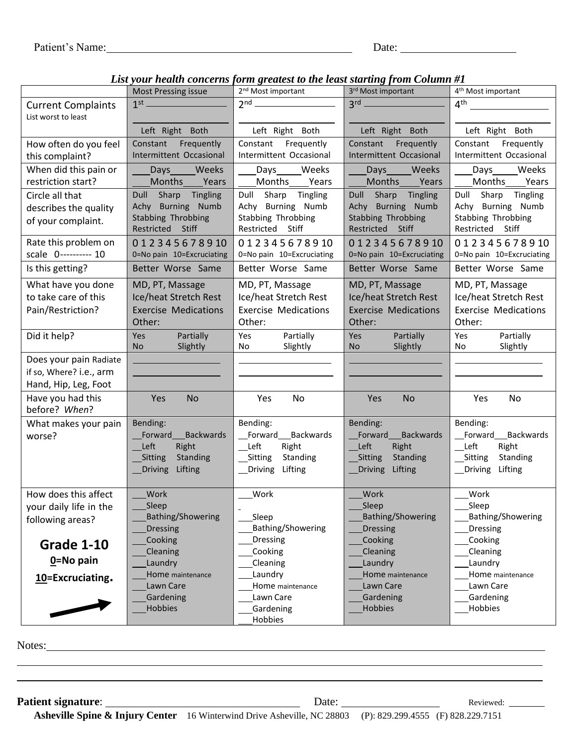Patient's Name:______________________________ Date: ____________________

***List your health concerns form greatest to the least starting from Column #1***

| | Most Pressing issue | 2nd Most important | 3rd Most important | 4th Most important |
|---|---|---|---|---|
| Current Complaints<br>List worst to least | 1st ______________<br>______________<br>Left Right Both | 2nd ______________<br>______________<br>Left Right Both | 3rd ______________<br>______________<br>Left Right Both | 4th ______________<br>______________<br>Left Right Both |
| How often do you feel this complaint? | Constant Frequently<br>Intermittent Occasional | Constant Frequently<br>Intermittent Occasional | Constant Frequently<br>Intermittent Occasional | Constant Frequently<br>Intermittent Occasional |
| When did this pain or restriction start? | ___Days____Weeks<br>___Months___Years | ___Days____Weeks<br>___Months___Years | ___Days____Weeks<br>___Months___Years | ___Days____Weeks<br>___Months___Years |
| Circle all that describes the quality of your complaint. | Dull Sharp Tingling<br>Achy Burning Numb<br>Stabbing Throbbing<br>Restricted Stiff | Dull Sharp Tingling<br>Achy Burning Numb<br>Stabbing Throbbing<br>Restricted Stiff | Dull Sharp Tingling<br>Achy Burning Numb<br>Stabbing Throbbing<br>Restricted Stiff | Dull Sharp Tingling<br>Achy Burning Numb<br>Stabbing Throbbing<br>Restricted Stiff |
| Rate this problem on scale 0---------- 10 | 0 1 2 3 4 5 6 7 8 9 10<br>0=No pain 10=Excruciating | 0 1 2 3 4 5 6 7 8 9 10<br>0=No pain 10=Excruciating | 0 1 2 3 4 5 6 7 8 9 10<br>0=No pain 10=Excruciating | 0 1 2 3 4 5 6 7 8 9 10<br>0=No pain 10=Excruciating |
| Is this getting? | Better Worse Same | Better Worse Same | Better Worse Same | Better Worse Same |
| What have you done to take care of this Pain/Restriction? | MD, PT, Massage<br>Ice/heat Stretch Rest<br>Exercise Medications<br>Other: | MD, PT, Massage<br>Ice/heat Stretch Rest<br>Exercise Medications<br>Other: | MD, PT, Massage<br>Ice/heat Stretch Rest<br>Exercise Medications<br>Other: | MD, PT, Massage<br>Ice/heat Stretch Rest<br>Exercise Medications<br>Other: |
| Did it help? | Yes Partially<br>No Slightly | Yes Partially<br>No Slightly | Yes Partially<br>No Slightly | Yes Partially<br>No Slightly |
| Does your pain Radiate if so, Where? i.e., arm Hand, Hip, Leg, Foot | ______________<br>______________ | ______________<br>______________ | ______________<br>______________ | ______________<br>______________ |
| Have you had this before? *When*? | Yes No | Yes No | Yes No | Yes No |
| What makes your pain worse? | Bending:<br>__Forward__Backwards<br>__Left Right<br>__Sitting Standing<br>__Driving Lifting | Bending:<br>__Forward__Backwards<br>__Left Right<br>__Sitting Standing<br>__Driving Lifting | Bending:<br>__Forward__Backwards<br>__Left Right<br>__Sitting Standing<br>__Driving Lifting | Bending:<br>__Forward__Backwards<br>__Left Right<br>__Sitting Standing<br>__Driving Lifting |
| How does this affect your daily life in the following areas?<br>**Grade 1-10**<br>**0=No pain**<br>**10=Excruciating.** | ___Work<br>___Sleep<br>___Bathing/Showering<br>___Dressing<br>___Cooking<br>___Cleaning<br>___Laundry<br>___Home maintenance<br>___Lawn Care<br>___Gardening<br>___Hobbies | ___Work<br>_<br>___Sleep<br>___Bathing/Showering<br>___Dressing<br>___Cooking<br>___Cleaning<br>___Laundry<br>___Home maintenance<br>___Lawn Care<br>___Gardening<br>___Hobbies | ___Work<br>___Sleep<br>___Bathing/Showering<br>___Dressing<br>___Cooking<br>___Cleaning<br>___Laundry<br>___Home maintenance<br>___Lawn Care<br>___Gardening<br>___Hobbies | ___Work<br>___Sleep<br>___Bathing/Showering<br>___Dressing<br>___Cooking<br>___Cleaning<br>___Laundry<br>___Home maintenance<br>___Lawn Care<br>___Gardening<br>___Hobbies |

Notes:________________________________________________________________________

______________________________________________________________________________

______________________________________________________________________________

**Patient signature**: ______________________________ Date: ________________ Reviewed: ________

**Asheville Spine & Injury Center** 16 Winterwind Drive Asheville, NC 28803 (P): 829.299.4555 (F) 828.229.7151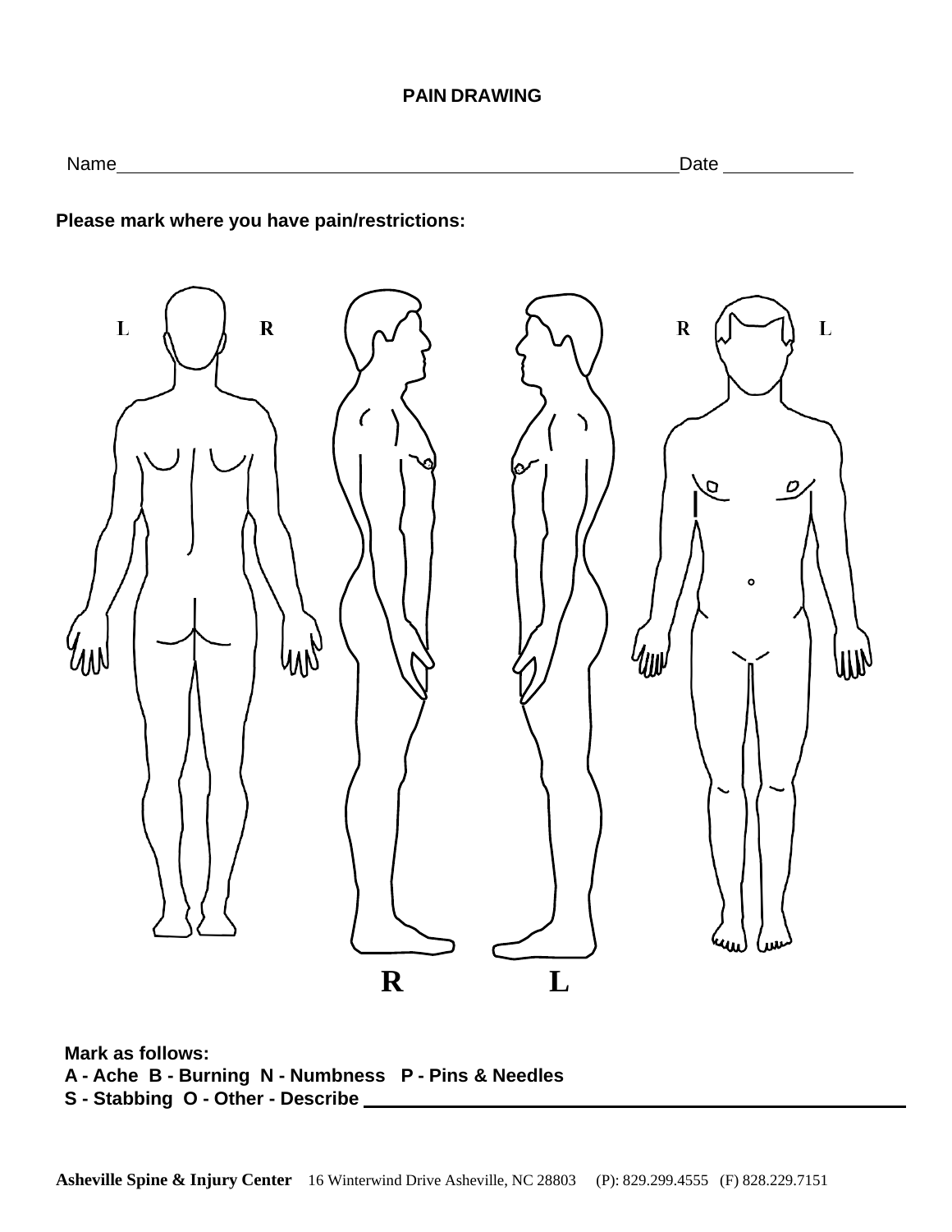## PAIN DRAWING

Name\_\_\_\_\_\_\_\_\_\_\_\_\_\_\_\_\_\_\_\_\_\_\_\_\_\_\_\_\_\_\_\_\_\_\_\_\_\_\_\_\_\_\_\_\_\_\_\_\_\_\_\_\_\_\_\_ Date \_\_\_\_\_\_\_\_\_\_\_\_\_

**Please mark where you have pain/restrictions:**

L R

R L

R L

**Mark as follows:**

**A - Ache B - Burning N - Numbness P - Pins & Needles**

**S - Stabbing O - Other - Describe** \_\_\_\_\_\_\_\_\_\_\_\_\_\_\_\_\_\_\_\_\_\_\_\_\_\_\_\_\_\_\_\_\_\_\_\_\_\_\_\_\_\_\_\_\_\_\_\_\_\_\_\_

**Asheville Spine & Injury Center** 16 Winterwind Drive Asheville, NC 28803 (P): 829.299.4555 (F) 828.229.7151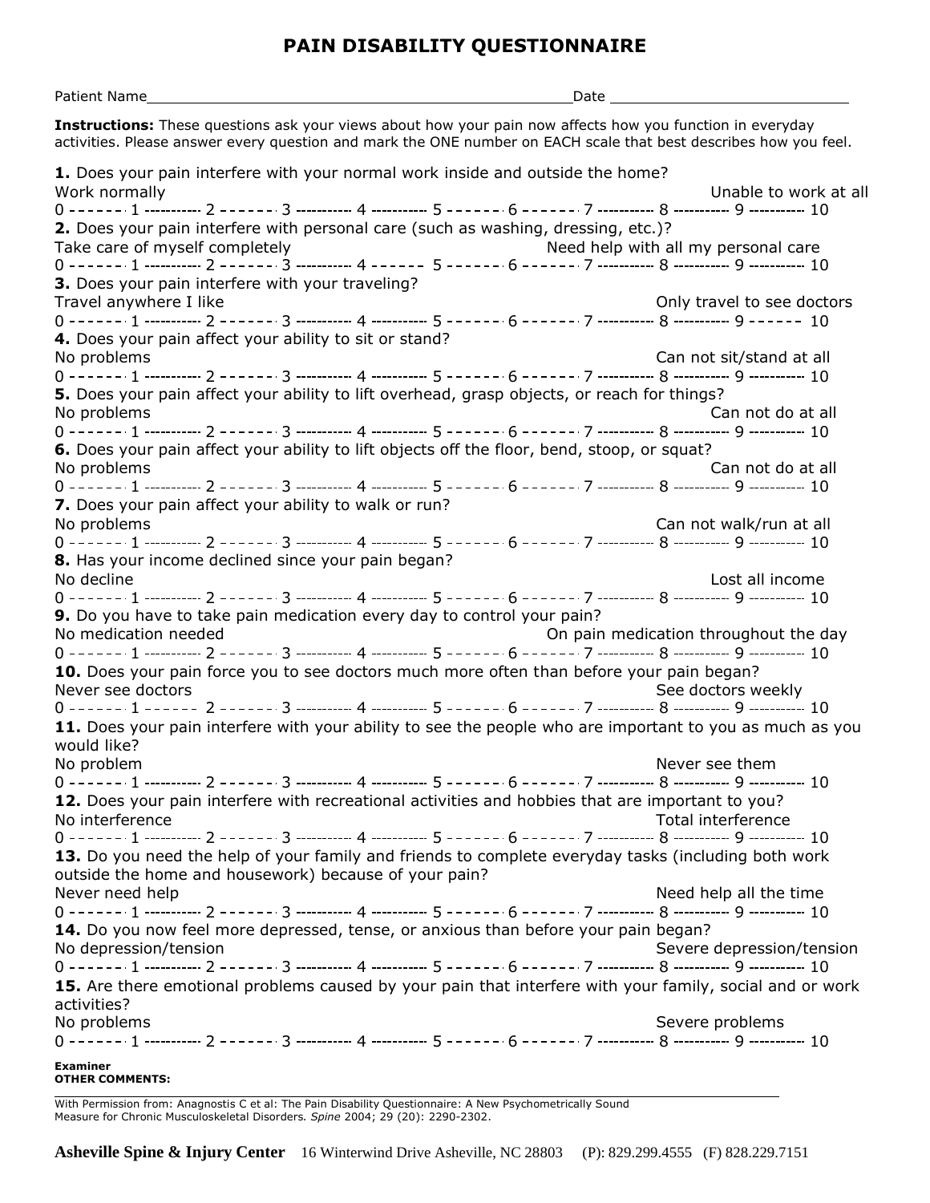# PAIN DISABILITY QUESTIONNAIRE

Patient Name\_\_\_\_\_\_\_\_\_\_\_\_\_\_\_\_\_\_\_\_\_\_\_\_\_\_\_\_\_\_\_\_\_\_\_\_\_\_\_\_ Date \_\_\_\_\_\_\_\_\_\_\_\_\_\_\_\_\_\_\_\_\_\_\_\_

**Instructions:** These questions ask your views about how your pain now affects how you function in everyday activities. Please answer every question and mark the ONE number on EACH scale that best describes how you feel.

**1.** Does your pain interfere with your normal work inside and outside the home?
Work normally — Unable to work at all
0 ------ 1 ------ 2 ------ 3 ------ 4 ------ 5 ------ 6 ------ 7 ------ 8 ------ 9 ------ 10

**2.** Does your pain interfere with personal care (such as washing, dressing, etc.)?
Take care of myself completely — Need help with all my personal care
0 ------ 1 ------ 2 ------ 3 ------ 4 ------ 5 ------ 6 ------ 7 ------ 8 ------ 9 ------ 10

**3.** Does your pain interfere with your traveling?
Travel anywhere I like — Only travel to see doctors
0 ------ 1 ------ 2 ------ 3 ------ 4 ------ 5 ------ 6 ------ 7 ------ 8 ------ 9 ------ 10

**4.** Does your pain affect your ability to sit or stand?
No problems — Can not sit/stand at all
0 ------ 1 ------ 2 ------ 3 ------ 4 ------ 5 ------ 6 ------ 7 ------ 8 ------ 9 ------ 10

**5.** Does your pain affect your ability to lift overhead, grasp objects, or reach for things?
No problems — Can not do at all
0 ------ 1 ------ 2 ------ 3 ------ 4 ------ 5 ------ 6 ------ 7 ------ 8 ------ 9 ------ 10

**6.** Does your pain affect your ability to lift objects off the floor, bend, stoop, or squat?
No problems — Can not do at all
0 ------ 1 ------ 2 ------ 3 ------ 4 ------ 5 ------ 6 ------ 7 ------ 8 ------ 9 ------ 10

**7.** Does your pain affect your ability to walk or run?
No problems — Can not walk/run at all
0 ------ 1 ------ 2 ------ 3 ------ 4 ------ 5 ------ 6 ------ 7 ------ 8 ------ 9 ------ 10

**8.** Has your income declined since your pain began?
No decline — Lost all income
0 ------ 1 ------ 2 ------ 3 ------ 4 ------ 5 ------ 6 ------ 7 ------ 8 ------ 9 ------ 10

**9.** Do you have to take pain medication every day to control your pain?
No medication needed — On pain medication throughout the day
0 ------ 1 ------ 2 ------ 3 ------ 4 ------ 5 ------ 6 ------ 7 ------ 8 ------ 9 ------ 10

**10.** Does your pain force you to see doctors much more often than before your pain began?
Never see doctors — See doctors weekly
0 ------ 1 ------ 2 ------ 3 ------ 4 ------ 5 ------ 6 ------ 7 ------ 8 ------ 9 ------ 10

**11.** Does your pain interfere with your ability to see the people who are important to you as much as you would like?
No problem — Never see them
0 ------ 1 ------ 2 ------ 3 ------ 4 ------ 5 ------ 6 ------ 7 ------ 8 ------ 9 ------ 10

**12.** Does your pain interfere with recreational activities and hobbies that are important to you?
No interference — Total interference
0 ------ 1 ------ 2 ------ 3 ------ 4 ------ 5 ------ 6 ------ 7 ------ 8 ------ 9 ------ 10

**13.** Do you need the help of your family and friends to complete everyday tasks (including both work outside the home and housework) because of your pain?
Never need help — Need help all the time
0 ------ 1 ------ 2 ------ 3 ------ 4 ------ 5 ------ 6 ------ 7 ------ 8 ------ 9 ------ 10

**14.** Do you now feel more depressed, tense, or anxious than before your pain began?
No depression/tension — Severe depression/tension
0 ------ 1 ------ 2 ------ 3 ------ 4 ------ 5 ------ 6 ------ 7 ------ 8 ------ 9 ------ 10

**15.** Are there emotional problems caused by your pain that interfere with your family, social and or work activities?
No problems — Severe problems
0 ------ 1 ------ 2 ------ 3 ------ 4 ------ 5 ------ 6 ------ 7 ------ 8 ------ 9 ------ 10

**Examiner**
**OTHER COMMENTS:**

With Permission from: Anagnostis C et al: The Pain Disability Questionnaire: A New Psychometrically Sound Measure for Chronic Musculoskeletal Disorders. *Spine* 2004; 29 (20): 2290-2302.

**Asheville Spine & Injury Center** 16 Winterwind Drive Asheville, NC 28803 (P): 829.299.4555 (F) 828.229.7151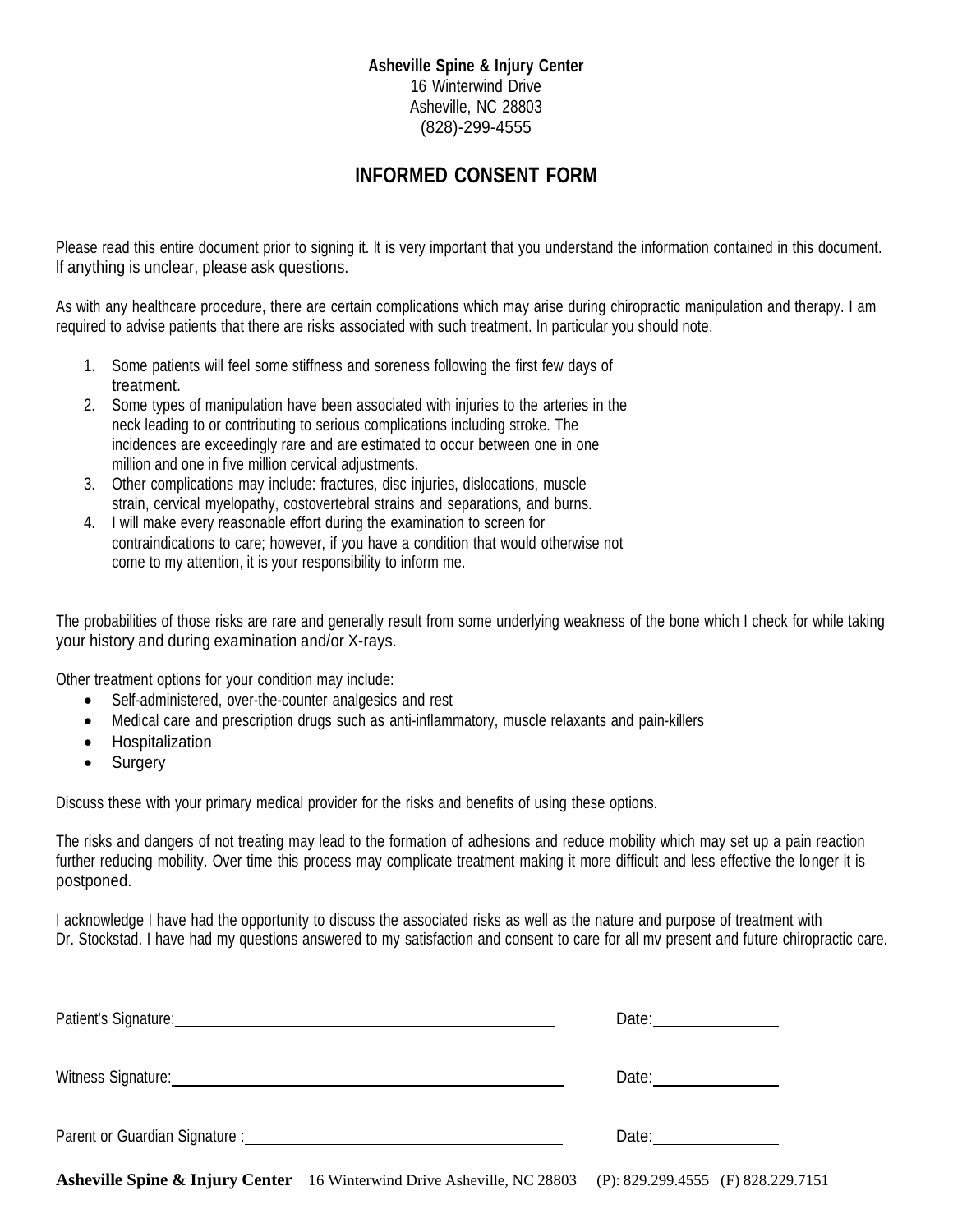**Asheville Spine & Injury Center**
16 Winterwind Drive
Asheville, NC 28803
(828)-299-4555

# INFORMED CONSENT FORM

Please read this entire document prior to signing it. It is very important that you understand the information contained in this document. If anything is unclear, please ask questions.

As with any healthcare procedure, there are certain complications which may arise during chiropractic manipulation and therapy. I am required to advise patients that there are risks associated with such treatment. In particular you should note.

1. Some patients will feel some stiffness and soreness following the first few days of treatment.
2. Some types of manipulation have been associated with injuries to the arteries in the neck leading to or contributing to serious complications including stroke. The incidences are exceedingly rare and are estimated to occur between one in one million and one in five million cervical adjustments.
3. Other complications may include: fractures, disc injuries, dislocations, muscle strain, cervical myelopathy, costovertebral strains and separations, and burns.
4. I will make every reasonable effort during the examination to screen for contraindications to care; however, if you have a condition that would otherwise not come to my attention, it is your responsibility to inform me.

The probabilities of those risks are rare and generally result from some underlying weakness of the bone which I check for while taking your history and during examination and/or X-rays.

Other treatment options for your condition may include:

- Self-administered, over-the-counter analgesics and rest
- Medical care and prescription drugs such as anti-inflammatory, muscle relaxants and pain-killers
- Hospitalization
- Surgery

Discuss these with your primary medical provider for the risks and benefits of using these options.

The risks and dangers of not treating may lead to the formation of adhesions and reduce mobility which may set up a pain reaction further reducing mobility. Over time this process may complicate treatment making it more difficult and less effective the longer it is postponed.

I acknowledge I have had the opportunity to discuss the associated risks as well as the nature and purpose of treatment with Dr. Stockstad. I have had my questions answered to my satisfaction and consent to care for all mv present and future chiropractic care.

Patient's Signature:\_\_\_\_\_\_\_\_\_\_\_\_\_\_\_\_\_\_\_\_\_\_\_\_\_\_\_\_\_\_\_\_\_\_\_\_\_\_\_\_ Date:\_\_\_\_\_\_\_\_\_\_\_\_\_\_

Witness Signature:\_\_\_\_\_\_\_\_\_\_\_\_\_\_\_\_\_\_\_\_\_\_\_\_\_\_\_\_\_\_\_\_\_\_\_\_\_\_\_\_\_ Date:\_\_\_\_\_\_\_\_\_\_\_\_\_\_

Parent or Guardian Signature :\_\_\_\_\_\_\_\_\_\_\_\_\_\_\_\_\_\_\_\_\_\_\_\_\_\_\_\_\_\_\_\_\_\_ Date:\_\_\_\_\_\_\_\_\_\_\_\_\_\_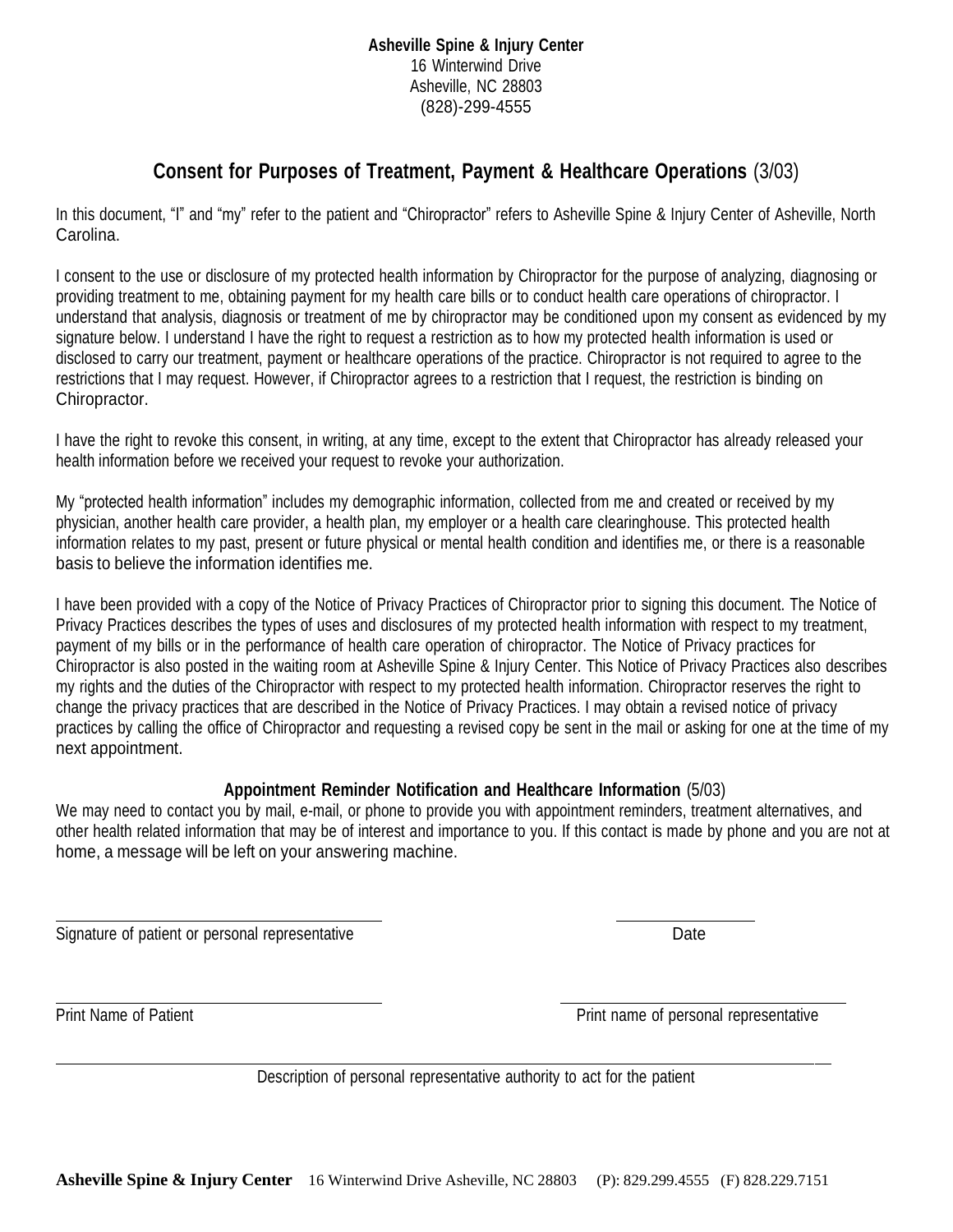**Asheville Spine & Injury Center**
16 Winterwind Drive
Asheville, NC 28803
(828)-299-4555

## Consent for Purposes of Treatment, Payment & Healthcare Operations (3/03)

In this document, “I” and “my” refer to the patient and “Chiropractor” refers to Asheville Spine & Injury Center of Asheville, North Carolina.

I consent to the use or disclosure of my protected health information by Chiropractor for the purpose of analyzing, diagnosing or providing treatment to me, obtaining payment for my health care bills or to conduct health care operations of chiropractor. I understand that analysis, diagnosis or treatment of me by chiropractor may be conditioned upon my consent as evidenced by my signature below. I understand I have the right to request a restriction as to how my protected health information is used or disclosed to carry our treatment, payment or healthcare operations of the practice. Chiropractor is not required to agree to the restrictions that I may request. However, if Chiropractor agrees to a restriction that I request, the restriction is binding on Chiropractor.

I have the right to revoke this consent, in writing, at any time, except to the extent that Chiropractor has already released your health information before we received your request to revoke your authorization.

My “protected health information” includes my demographic information, collected from me and created or received by my physician, another health care provider, a health plan, my employer or a health care clearinghouse. This protected health information relates to my past, present or future physical or mental health condition and identifies me, or there is a reasonable basis to believe the information identifies me.

I have been provided with a copy of the Notice of Privacy Practices of Chiropractor prior to signing this document. The Notice of Privacy Practices describes the types of uses and disclosures of my protected health information with respect to my treatment, payment of my bills or in the performance of health care operation of chiropractor. The Notice of Privacy practices for Chiropractor is also posted in the waiting room at Asheville Spine & Injury Center. This Notice of Privacy Practices also describes my rights and the duties of the Chiropractor with respect to my protected health information. Chiropractor reserves the right to change the privacy practices that are described in the Notice of Privacy Practices. I may obtain a revised notice of privacy practices by calling the office of Chiropractor and requesting a revised copy be sent in the mail or asking for one at the time of my next appointment.

### Appointment Reminder Notification and Healthcare Information (5/03)

We may need to contact you by mail, e-mail, or phone to provide you with appointment reminders, treatment alternatives, and other health related information that may be of interest and importance to you. If this contact is made by phone and you are not at home, a message will be left on your answering machine.

\_\_\_\_\_\_\_\_\_\_\_\_\_\_\_\_\_\_\_\_\_\_\_\_\_\_\_\_\_\_\_\_\_\_\_\_\_\_\_\_ \_\_\_\_\_\_\_\_\_\_\_\_\_\_\_\_\_\_
Signature of patient or personal representative Date

\_\_\_\_\_\_\_\_\_\_\_\_\_\_\_\_\_\_\_\_\_\_\_\_\_\_\_\_\_\_\_\_\_\_\_\_\_\_\_\_ \_\_\_\_\_\_\_\_\_\_\_\_\_\_\_\_\_\_\_\_\_\_\_\_\_\_\_\_\_\_\_\_\_\_\_\_
Print Name of Patient Print name of personal representative

\_\_\_\_\_\_\_\_\_\_\_\_\_\_\_\_\_\_\_\_\_\_\_\_\_\_\_\_\_\_\_\_\_\_\_\_\_\_\_\_\_\_\_\_\_\_\_\_\_\_\_\_\_\_\_\_\_\_\_\_\_\_\_\_\_\_\_\_\_\_\_\_\_\_\_\_\_\_\_\_\_\_\_\_\_\_\_\_\_\_
Description of personal representative authority to act for the patient

**Asheville Spine & Injury Center** 16 Winterwind Drive Asheville, NC 28803 (P): 829.299.4555 (F) 828.229.7151